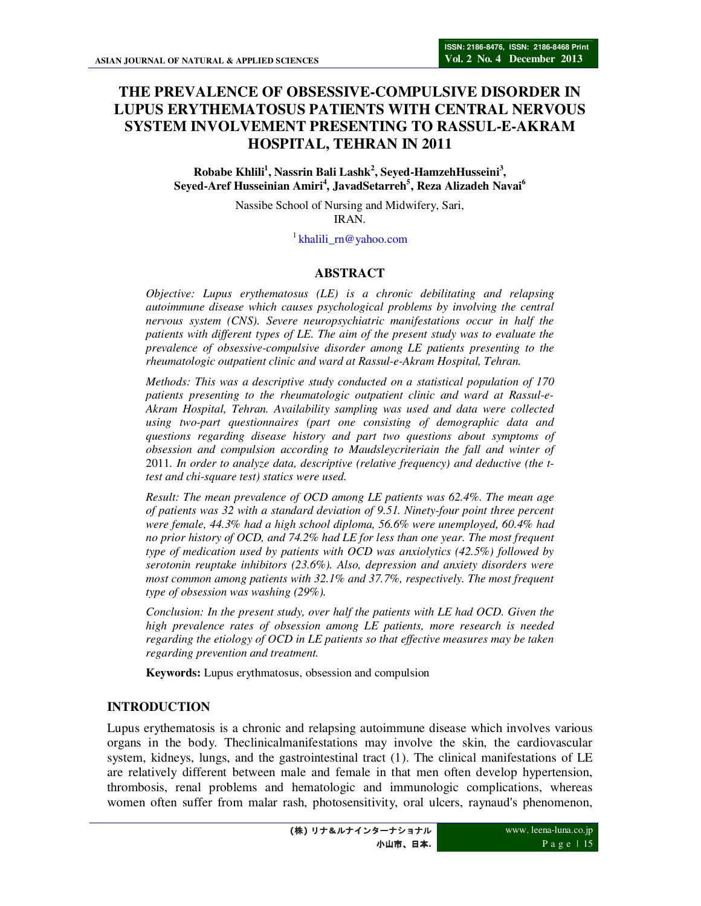# THE PREVALENCE OF OBSESSIVE-COMPULSIVE DISORDER IN LUPUS ERYTHEMATOSUS PATIENTS WITH CENTRAL NERVOUS SYSTEM INVOLVEMENT PRESENTING TO RASSUL-E-AKRAM HOSPITAL, TEHRAN IN 2011

**Robabe Khlili[1], Nassrin Bali Lashk[2], Seyed-HamzehHusseini[3], Seyed-Aref Husseinian Amiri[4], JavadSetarreh[5], Reza Alizadeh Navai[6]**

Nassibe School of Nursing and Midwifery, Sari,
IRAN.

[1] khalili_rn@yahoo.com

## ABSTRACT

*Objective: Lupus erythematosus (LE) is a chronic debilitating and relapsing autoimmune disease which causes psychological problems by involving the central nervous system (CNS). Severe neuropsychiatric manifestations occur in half the patients with different types of LE. The aim of the present study was to evaluate the prevalence of obsessive-compulsive disorder among LE patients presenting to the rheumatologic outpatient clinic and ward at Rassul-e-Akram Hospital, Tehran.*

*Methods: This was a descriptive study conducted on a statistical population of 170 patients presenting to the rheumatologic outpatient clinic and ward at Rassul-e-Akram Hospital, Tehran. Availability sampling was used and data were collected using two-part questionnaires (part one consisting of demographic data and questions regarding disease history and part two questions about symptoms of obsession and compulsion according to Maudsleycriteriain the fall and winter of* 2011. *In order to analyze data, descriptive (relative frequency) and deductive (the t-test and chi-square test) statics were used.*

*Result: The mean prevalence of OCD among LE patients was 62.4%. The mean age of patients was 32 with a standard deviation of 9.51. Ninety-four point three percent were female, 44.3% had a high school diploma, 56.6% were unemployed, 60.4% had no prior history of OCD, and 74.2% had LE for less than one year. The most frequent type of medication used by patients with OCD was anxiolytics (42.5%) followed by serotonin reuptake inhibitors (23.6%). Also, depression and anxiety disorders were most common among patients with 32.1% and 37.7%, respectively. The most frequent type of obsession was washing (29%).*

*Conclusion: In the present study, over half the patients with LE had OCD. Given the high prevalence rates of obsession among LE patients, more research is needed regarding the etiology of OCD in LE patients so that effective measures may be taken regarding prevention and treatment.*

**Keywords:** Lupus erythmatosus, obsession and compulsion

## INTRODUCTION

Lupus erythematosis is a chronic and relapsing autoimmune disease which involves various organs in the body. Theclinicalmanifestations may involve the skin, the cardiovascular system, kidneys, lungs, and the gastrointestinal tract (1). The clinical manifestations of LE are relatively different between male and female in that men often develop hypertension, thrombosis, renal problems and hematologic and immunologic complications, whereas women often suffer from malar rash, photosensitivity, oral ulcers, raynaud's phenomenon,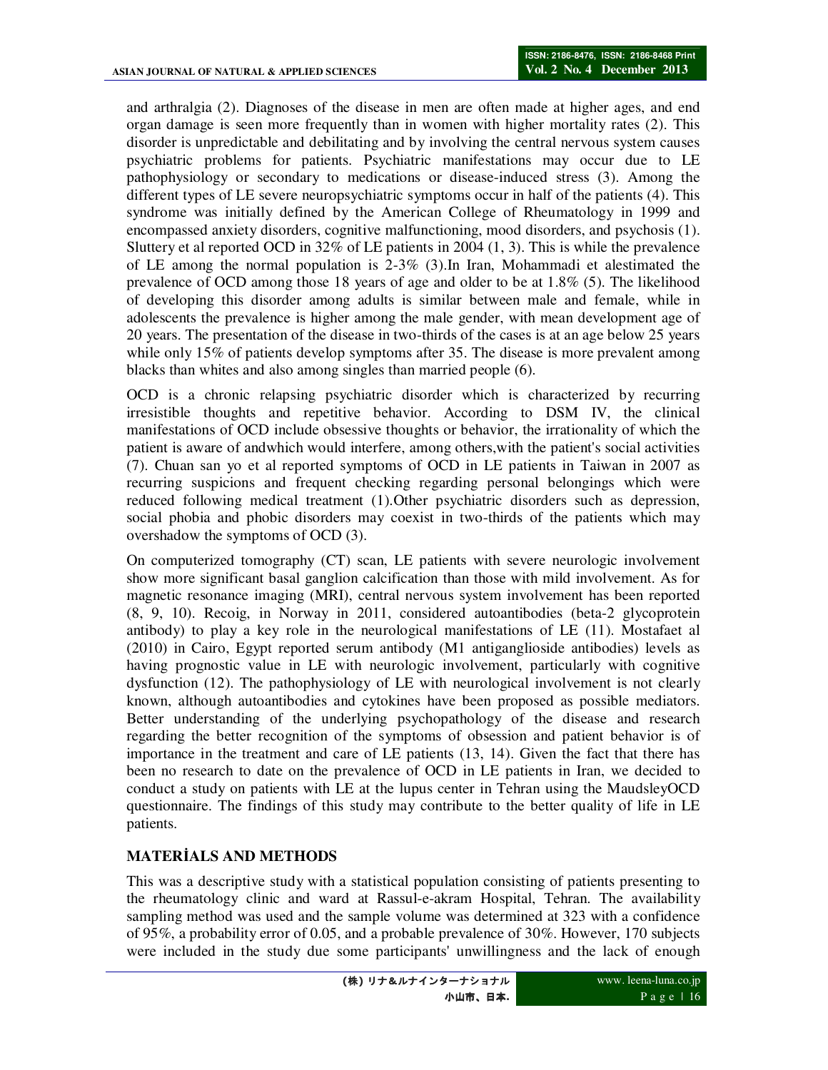and arthralgia (2). Diagnoses of the disease in men are often made at higher ages, and end organ damage is seen more frequently than in women with higher mortality rates (2). This disorder is unpredictable and debilitating and by involving the central nervous system causes psychiatric problems for patients. Psychiatric manifestations may occur due to LE pathophysiology or secondary to medications or disease-induced stress (3). Among the different types of LE severe neuropsychiatric symptoms occur in half of the patients (4). This syndrome was initially defined by the American College of Rheumatology in 1999 and encompassed anxiety disorders, cognitive malfunctioning, mood disorders, and psychosis (1). Sluttery et al reported OCD in 32% of LE patients in 2004 (1, 3). This is while the prevalence of LE among the normal population is 2-3% (3).In Iran, Mohammadi et alestimated the prevalence of OCD among those 18 years of age and older to be at 1.8% (5). The likelihood of developing this disorder among adults is similar between male and female, while in adolescents the prevalence is higher among the male gender, with mean development age of 20 years. The presentation of the disease in two-thirds of the cases is at an age below 25 years while only 15% of patients develop symptoms after 35. The disease is more prevalent among blacks than whites and also among singles than married people (6).

OCD is a chronic relapsing psychiatric disorder which is characterized by recurring irresistible thoughts and repetitive behavior. According to DSM IV, the clinical manifestations of OCD include obsessive thoughts or behavior, the irrationality of which the patient is aware of andwhich would interfere, among others,with the patient's social activities (7). Chuan san yo et al reported symptoms of OCD in LE patients in Taiwan in 2007 as recurring suspicions and frequent checking regarding personal belongings which were reduced following medical treatment (1).Other psychiatric disorders such as depression, social phobia and phobic disorders may coexist in two-thirds of the patients which may overshadow the symptoms of OCD (3).

On computerized tomography (CT) scan, LE patients with severe neurologic involvement show more significant basal ganglion calcification than those with mild involvement. As for magnetic resonance imaging (MRI), central nervous system involvement has been reported (8, 9, 10). Recoig, in Norway in 2011, considered autoantibodies (beta-2 glycoprotein antibody) to play a key role in the neurological manifestations of LE (11). Mostafaet al (2010) in Cairo, Egypt reported serum antibody (M1 antiganglioside antibodies) levels as having prognostic value in LE with neurologic involvement, particularly with cognitive dysfunction (12). The pathophysiology of LE with neurological involvement is not clearly known, although autoantibodies and cytokines have been proposed as possible mediators. Better understanding of the underlying psychopathology of the disease and research regarding the better recognition of the symptoms of obsession and patient behavior is of importance in the treatment and care of LE patients (13, 14). Given the fact that there has been no research to date on the prevalence of OCD in LE patients in Iran, we decided to conduct a study on patients with LE at the lupus center in Tehran using the MaudsleyOCD questionnaire. The findings of this study may contribute to the better quality of life in LE patients.

## MATERİALS AND METHODS

This was a descriptive study with a statistical population consisting of patients presenting to the rheumatology clinic and ward at Rassul-e-akram Hospital, Tehran. The availability sampling method was used and the sample volume was determined at 323 with a confidence of 95%, a probability error of 0.05, and a probable prevalence of 30%. However, 170 subjects were included in the study due some participants' unwillingness and the lack of enough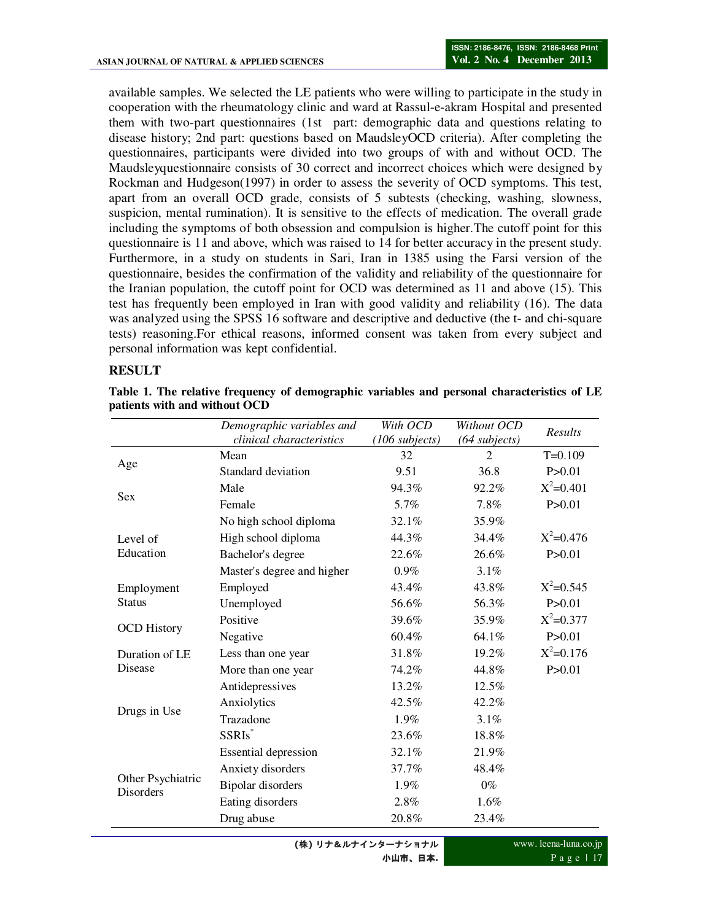available samples. We selected the LE patients who were willing to participate in the study in cooperation with the rheumatology clinic and ward at Rassul-e-akram Hospital and presented them with two-part questionnaires (1st part: demographic data and questions relating to disease history; 2nd part: questions based on MaudsleyOCD criteria). After completing the questionnaires, participants were divided into two groups of with and without OCD. The Maudsleyquestionnaire consists of 30 correct and incorrect choices which were designed by Rockman and Hudgeson(1997) in order to assess the severity of OCD symptoms. This test, apart from an overall OCD grade, consists of 5 subtests (checking, washing, slowness, suspicion, mental rumination). It is sensitive to the effects of medication. The overall grade including the symptoms of both obsession and compulsion is higher.The cutoff point for this questionnaire is 11 and above, which was raised to 14 for better accuracy in the present study. Furthermore, in a study on students in Sari, Iran in 1385 using the Farsi version of the questionnaire, besides the confirmation of the validity and reliability of the questionnaire for the Iranian population, the cutoff point for OCD was determined as 11 and above (15). This test has frequently been employed in Iran with good validity and reliability (16). The data was analyzed using the SPSS 16 software and descriptive and deductive (the t- and chi-square tests) reasoning.For ethical reasons, informed consent was taken from every subject and personal information was kept confidential.

## RESULT

**Table 1. The relative frequency of demographic variables and personal characteristics of LE patients with and without OCD**

| | *Demographic variables and clinical characteristics* | *With OCD (106 subjects)* | *Without OCD (64 subjects)* | *Results* |
|---|---|---|---|---|
| Age | Mean | 32 | 2 | T=0.109 |
| | Standard deviation | 9.51 | 36.8 | P>0.01 |
| Sex | Male | 94.3% | 92.2% | $X^2$=0.401 |
| | Female | 5.7% | 7.8% | P>0.01 |
| Level of Education | No high school diploma | 32.1% | 35.9% | |
| | High school diploma | 44.3% | 34.4% | $X^2$=0.476 |
| | Bachelor's degree | 22.6% | 26.6% | P>0.01 |
| | Master's degree and higher | 0.9% | 3.1% | |
| Employment Status | Employed | 43.4% | 43.8% | $X^2$=0.545 |
| | Unemployed | 56.6% | 56.3% | P>0.01 |
| OCD History | Positive | 39.6% | 35.9% | $X^2$=0.377 |
| | Negative | 60.4% | 64.1% | P>0.01 |
| Duration of LE Disease | Less than one year | 31.8% | 19.2% | $X^2$=0.176 |
| | More than one year | 74.2% | 44.8% | P>0.01 |
| Drugs in Use | Antidepressives | 13.2% | 12.5% | |
| | Anxiolytics | 42.5% | 42.2% | |
| | Trazadone | 1.9% | 3.1% | |
| | SSRIs* | 23.6% | 18.8% | |
| Other Psychiatric Disorders | Essential depression | 32.1% | 21.9% | |
| | Anxiety disorders | 37.7% | 48.4% | |
| | Bipolar disorders | 1.9% | 0% | |
| | Eating disorders | 2.8% | 1.6% | |
| | Drug abuse | 20.8% | 23.4% | |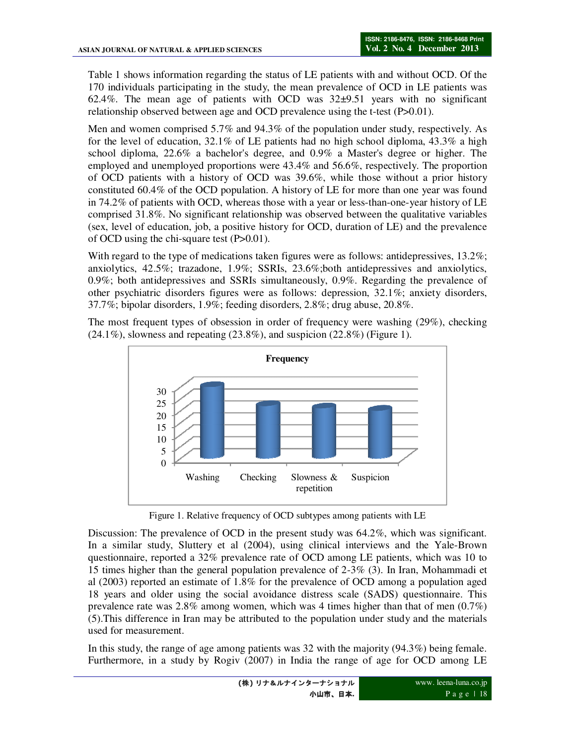Table 1 shows information regarding the status of LE patients with and without OCD. Of the 170 individuals participating in the study, the mean prevalence of OCD in LE patients was 62.4%. The mean age of patients with OCD was 32±9.51 years with no significant relationship observed between age and OCD prevalence using the t-test (P>0.01).

Men and women comprised 5.7% and 94.3% of the population under study, respectively. As for the level of education, 32.1% of LE patients had no high school diploma, 43.3% a high school diploma, 22.6% a bachelor's degree, and 0.9% a Master's degree or higher. The employed and unemployed proportions were 43.4% and 56.6%, respectively. The proportion of OCD patients with a history of OCD was 39.6%, while those without a prior history constituted 60.4% of the OCD population. A history of LE for more than one year was found in 74.2% of patients with OCD, whereas those with a year or less-than-one-year history of LE comprised 31.8%. No significant relationship was observed between the qualitative variables (sex, level of education, job, a positive history for OCD, duration of LE) and the prevalence of OCD using the chi-square test (P>0.01).

With regard to the type of medications taken figures were as follows: antidepressives, 13.2%; anxiolytics, 42.5%; trazadone, 1.9%; SSRIs, 23.6%;both antidepressives and anxiolytics, 0.9%; both antidepressives and SSRIs simultaneously, 0.9%. Regarding the prevalence of other psychiatric disorders figures were as follows: depression, 32.1%; anxiety disorders, 37.7%; bipolar disorders, 1.9%; feeding disorders, 2.8%; drug abuse, 20.8%.

The most frequent types of obsession in order of frequency were washing (29%), checking (24.1%), slowness and repeating (23.8%), and suspicion (22.8%) (Figure 1).

Figure 1. Relative frequency of OCD subtypes among patients with LE

Discussion: The prevalence of OCD in the present study was 64.2%, which was significant. In a similar study, Sluttery et al (2004), using clinical interviews and the Yale-Brown questionnaire, reported a 32% prevalence rate of OCD among LE patients, which was 10 to 15 times higher than the general population prevalence of 2-3% (3). In Iran, Mohammadi et al (2003) reported an estimate of 1.8% for the prevalence of OCD among a population aged 18 years and older using the social avoidance distress scale (SADS) questionnaire. This prevalence rate was 2.8% among women, which was 4 times higher than that of men (0.7%) (5).This difference in Iran may be attributed to the population under study and the materials used for measurement.

In this study, the range of age among patients was 32 with the majority (94.3%) being female. Furthermore, in a study by Rogiv (2007) in India the range of age for OCD among LE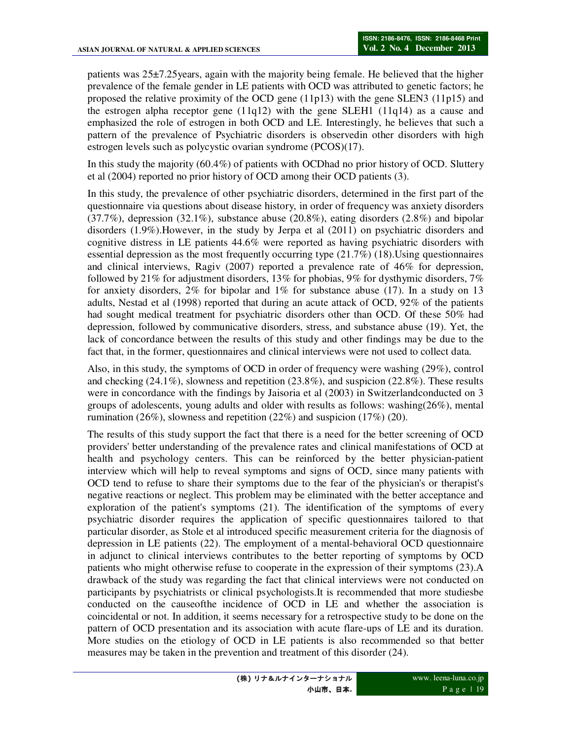patients was 25±7.25years, again with the majority being female. He believed that the higher prevalence of the female gender in LE patients with OCD was attributed to genetic factors; he proposed the relative proximity of the OCD gene (11p13) with the gene SLEN3 (11p15) and the estrogen alpha receptor gene (11q12) with the gene SLEH1 (11q14) as a cause and emphasized the role of estrogen in both OCD and LE. Interestingly, he believes that such a pattern of the prevalence of Psychiatric disorders is observedin other disorders with high estrogen levels such as polycystic ovarian syndrome (PCOS)(17).

In this study the majority (60.4%) of patients with OCDhad no prior history of OCD. Sluttery et al (2004) reported no prior history of OCD among their OCD patients (3).

In this study, the prevalence of other psychiatric disorders, determined in the first part of the questionnaire via questions about disease history, in order of frequency was anxiety disorders (37.7%), depression (32.1%), substance abuse (20.8%), eating disorders (2.8%) and bipolar disorders (1.9%).However, in the study by Jerpa et al (2011) on psychiatric disorders and cognitive distress in LE patients 44.6% were reported as having psychiatric disorders with essential depression as the most frequently occurring type (21.7%) (18).Using questionnaires and clinical interviews, Ragiv (2007) reported a prevalence rate of 46% for depression, followed by 21% for adjustment disorders, 13% for phobias, 9% for dysthymic disorders, 7% for anxiety disorders, 2% for bipolar and 1% for substance abuse (17). In a study on 13 adults, Nestad et al (1998) reported that during an acute attack of OCD, 92% of the patients had sought medical treatment for psychiatric disorders other than OCD. Of these 50% had depression, followed by communicative disorders, stress, and substance abuse (19). Yet, the lack of concordance between the results of this study and other findings may be due to the fact that, in the former, questionnaires and clinical interviews were not used to collect data.

Also, in this study, the symptoms of OCD in order of frequency were washing (29%), control and checking (24.1%), slowness and repetition (23.8%), and suspicion (22.8%). These results were in concordance with the findings by Jaisoria et al (2003) in Switzerlandconducted on 3 groups of adolescents, young adults and older with results as follows: washing(26%), mental rumination (26%), slowness and repetition (22%) and suspicion (17%) (20).

The results of this study support the fact that there is a need for the better screening of OCD providers' better understanding of the prevalence rates and clinical manifestations of OCD at health and psychology centers. This can be reinforced by the better physician-patient interview which will help to reveal symptoms and signs of OCD, since many patients with OCD tend to refuse to share their symptoms due to the fear of the physician's or therapist's negative reactions or neglect. This problem may be eliminated with the better acceptance and exploration of the patient's symptoms (21). The identification of the symptoms of every psychiatric disorder requires the application of specific questionnaires tailored to that particular disorder, as Stole et al introduced specific measurement criteria for the diagnosis of depression in LE patients (22). The employment of a mental-behavioral OCD questionnaire in adjunct to clinical interviews contributes to the better reporting of symptoms by OCD patients who might otherwise refuse to cooperate in the expression of their symptoms (23).A drawback of the study was regarding the fact that clinical interviews were not conducted on participants by psychiatrists or clinical psychologists.It is recommended that more studiesbe conducted on the causeofthe incidence of OCD in LE and whether the association is coincidental or not. In addition, it seems necessary for a retrospective study to be done on the pattern of OCD presentation and its association with acute flare-ups of LE and its duration. More studies on the etiology of OCD in LE patients is also recommended so that better measures may be taken in the prevention and treatment of this disorder (24).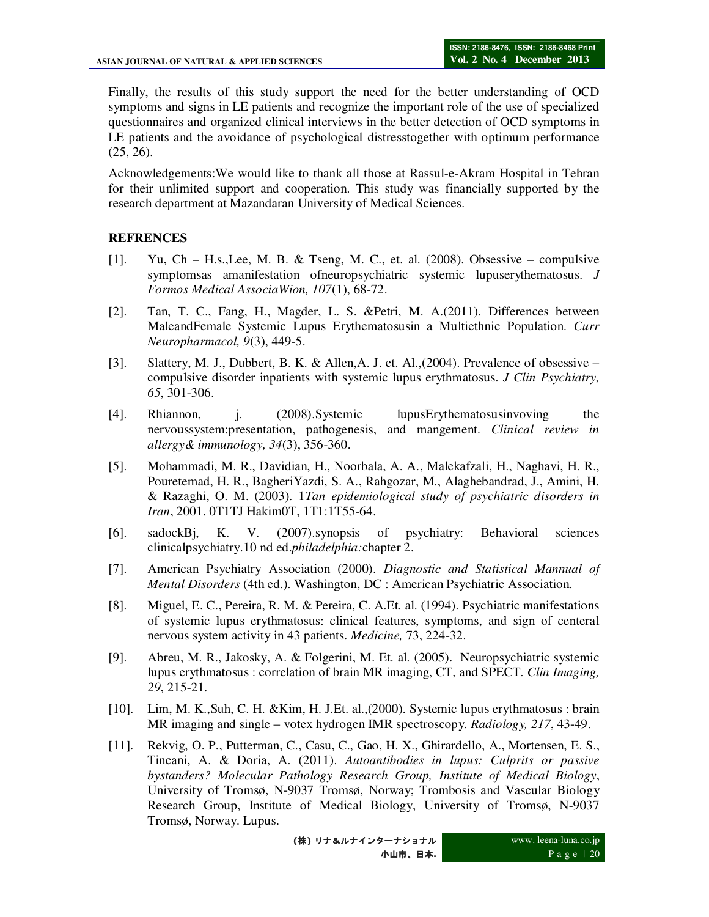Finally, the results of this study support the need for the better understanding of OCD symptoms and signs in LE patients and recognize the important role of the use of specialized questionnaires and organized clinical interviews in the better detection of OCD symptoms in LE patients and the avoidance of psychological distresstogether with optimum performance (25, 26).

Acknowledgements:We would like to thank all those at Rassul-e-Akram Hospital in Tehran for their unlimited support and cooperation. This study was financially supported by the research department at Mazandaran University of Medical Sciences.

**REFRENCES**

[1]. Yu, Ch – H.s.,Lee, M. B. & Tseng, M. C., et. al. (2008). Obsessive – compulsive symptomsas amanifestation ofneuropsychiatric systemic lupuserythematosus. *J Formos Medical AssociaWion, 107*(1), 68-72.

[2]. Tan, T. C., Fang, H., Magder, L. S. &Petri, M. A.(2011). Differences between MaleandFemale Systemic Lupus Erythematosusin a Multiethnic Population. *Curr Neuropharmacol, 9*(3), 449-5.

[3]. Slattery, M. J., Dubbert, B. K. & Allen,A. J. et. Al.,(2004). Prevalence of obsessive – compulsive disorder inpatients with systemic lupus erythmatosus. *J Clin Psychiatry, 65*, 301-306.

[4]. Rhiannon, j. (2008).Systemic lupusErythematosusinvoving the nervoussystem:presentation, pathogenesis, and mangement. *Clinical review in allergy& immunology, 34*(3), 356-360.

[5]. Mohammadi, M. R., Davidian, H., Noorbala, A. A., Malekafzali, H., Naghavi, H. R., Pouretemad, H. R., BagheriYazdi, S. A., Rahgozar, M., Alaghebandrad, J., Amini, H. & Razaghi, O. M. (2003). 1*Tan epidemiological study of psychiatric disorders in Iran*, 2001. 0T1TJ Hakim0T, 1T1:1T55-64.

[6]. sadockBj, K. V. (2007).synopsis of psychiatry: Behavioral sciences clinicalpsychiatry.10 nd ed.*philadelphia:*chapter 2.

[7]. American Psychiatry Association (2000). *Diagnostic and Statistical Mannual of Mental Disorders* (4th ed.). Washington, DC : American Psychiatric Association.

[8]. Miguel, E. C., Pereira, R. M. & Pereira, C. A.Et. al. (1994). Psychiatric manifestations of systemic lupus erythmatosus: clinical features, symptoms, and sign of centeral nervous system activity in 43 patients. *Medicine,* 73, 224-32.

[9]. Abreu, M. R., Jakosky, A. & Folgerini, M. Et. al. (2005). Neuropsychiatric systemic lupus erythmatosus : correlation of brain MR imaging, CT, and SPECT. *Clin Imaging, 29*, 215-21.

[10]. Lim, M. K.,Suh, C. H. &Kim, H. J.Et. al.,(2000). Systemic lupus erythmatosus : brain MR imaging and single – votex hydrogen IMR spectroscopy. *Radiology, 217*, 43-49.

[11]. Rekvig, O. P., Putterman, C., Casu, C., Gao, H. X., Ghirardello, A., Mortensen, E. S., Tincani, A. & Doria, A. (2011). *Autoantibodies in lupus: Culprits or passive bystanders? Molecular Pathology Research Group, Institute of Medical Biology*, University of Tromsø, N-9037 Tromsø, Norway; Trombosis and Vascular Biology Research Group, Institute of Medical Biology, University of Tromsø, N-9037 Tromsø, Norway. Lupus.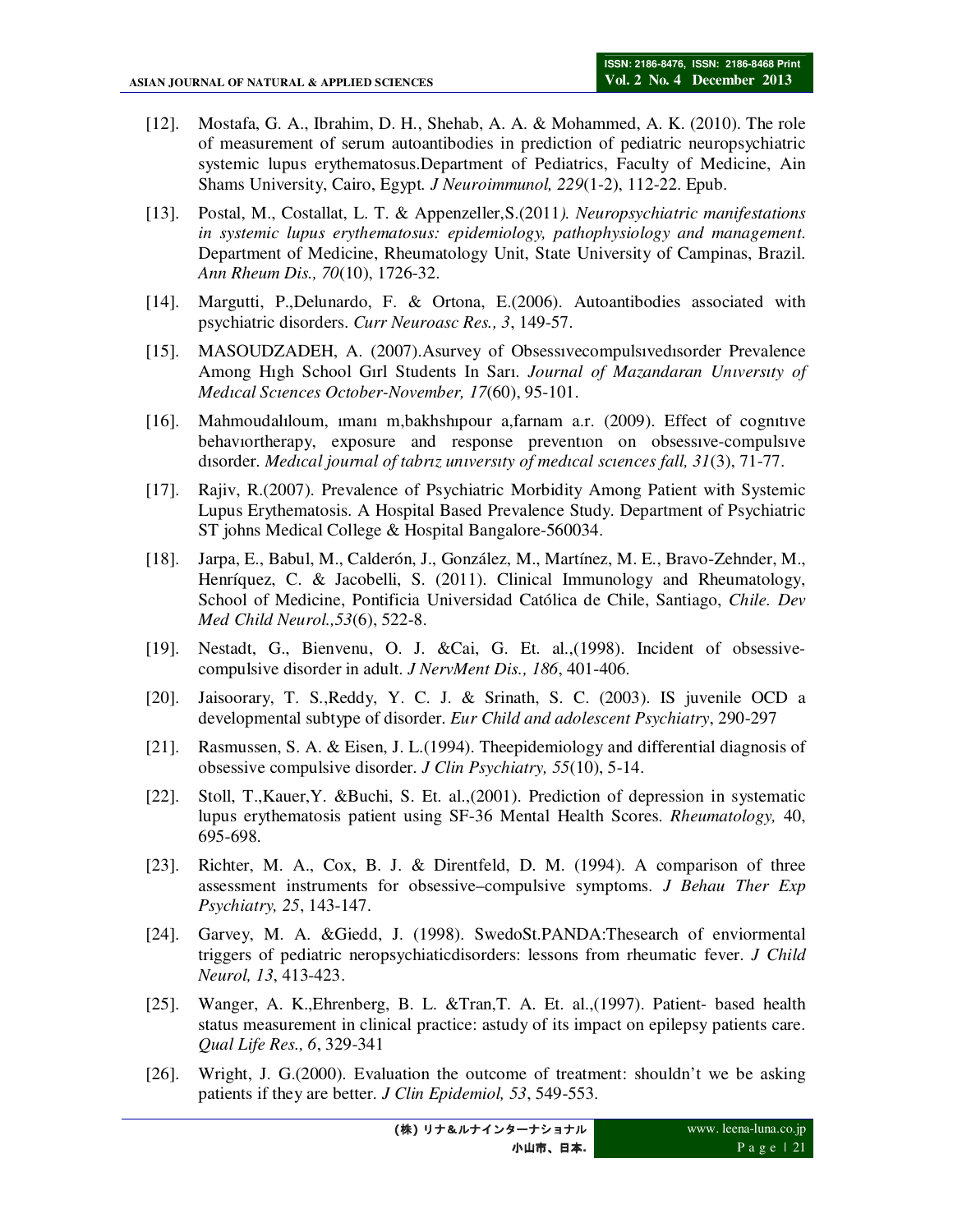[12]. Mostafa, G. A., Ibrahim, D. H., Shehab, A. A. & Mohammed, A. K. (2010). The role of measurement of serum autoantibodies in prediction of pediatric neuropsychiatric systemic lupus erythematosus.Department of Pediatrics, Faculty of Medicine, Ain Shams University, Cairo, Egypt. *J Neuroimmunol, 229*(1-2), 112-22. Epub.

[13]. Postal, M., Costallat, L. T. & Appenzeller,S.(2011*). Neuropsychiatric manifestations in systemic lupus erythematosus: epidemiology, pathophysiology and management.* Department of Medicine, Rheumatology Unit, State University of Campinas, Brazil. *Ann Rheum Dis., 70*(10), 1726-32.

[14]. Margutti, P.,Delunardo, F. & Ortona, E.(2006). Autoantibodies associated with psychiatric disorders. *Curr Neuroasc Res., 3*, 149-57.

[15]. MASOUDZADEH, A. (2007).Asurvey of Obsessıvecompulsıvedısorder Prevalence Among Hıgh School Gırl Students In Sarı. *Journal of Mazandaran Unıversıty of Medıcal Scıences October-November, 17*(60), 95-101.

[16]. Mahmoudalıloum, ımanı m,bakhshıpour a,farnam a.r. (2009). Effect of cognıtıve behavıortherapy, exposure and response preventıon on obsessıve-compulsıve dısorder. *Medıcal journal of tabrız unıversıty of medıcal scıences fall, 31*(3), 71-77.

[17]. Rajiv, R.(2007). Prevalence of Psychiatric Morbidity Among Patient with Systemic Lupus Erythematosis. A Hospital Based Prevalence Study. Department of Psychiatric ST johns Medical College & Hospital Bangalore-560034.

[18]. Jarpa, E., Babul, M., Calderón, J., González, M., Martínez, M. E., Bravo-Zehnder, M., Henríquez, C. & Jacobelli, S. (2011). Clinical Immunology and Rheumatology, School of Medicine, Pontificia Universidad Católica de Chile, Santiago, *Chile. Dev Med Child Neurol.,53*(6), 522-8.

[19]. Nestadt, G., Bienvenu, O. J. &Cai, G. Et. al.,(1998). Incident of obsessive-compulsive disorder in adult. *J NervMent Dis., 186*, 401-406.

[20]. Jaisoorary, T. S.,Reddy, Y. C. J. & Srinath, S. C. (2003). IS juvenile OCD a developmental subtype of disorder. *Eur Child and adolescent Psychiatry*, 290-297

[21]. Rasmussen, S. A. & Eisen, J. L.(1994). Theepidemiology and differential diagnosis of obsessive compulsive disorder. *J Clin Psychiatry, 55*(10), 5-14.

[22]. Stoll, T.,Kauer,Y. &Buchi, S. Et. al.,(2001). Prediction of depression in systematic lupus erythematosis patient using SF-36 Mental Health Scores. *Rheumatology,* 40, 695-698.

[23]. Richter, M. A., Cox, B. J. & Direntfeld, D. M. (1994). A comparison of three assessment instruments for obsessive–compulsive symptoms. *J Behau Ther Exp Psychiatry, 25*, 143-147.

[24]. Garvey, M. A. &Giedd, J. (1998). SwedoSt.PANDA:Thesearch of enviormental triggers of pediatric neropsychiaticdisorders: lessons from rheumatic fever. *J Child Neurol, 13*, 413-423.

[25]. Wanger, A. K.,Ehrenberg, B. L. &Tran,T. A. Et. al.,(1997). Patient- based health status measurement in clinical practice: astudy of its impact on epilepsy patients care. *Qual Life Res., 6*, 329-341

[26]. Wright, J. G.(2000). Evaluation the outcome of treatment: shouldn't we be asking patients if they are better. *J Clin Epidemiol, 53*, 549-553.